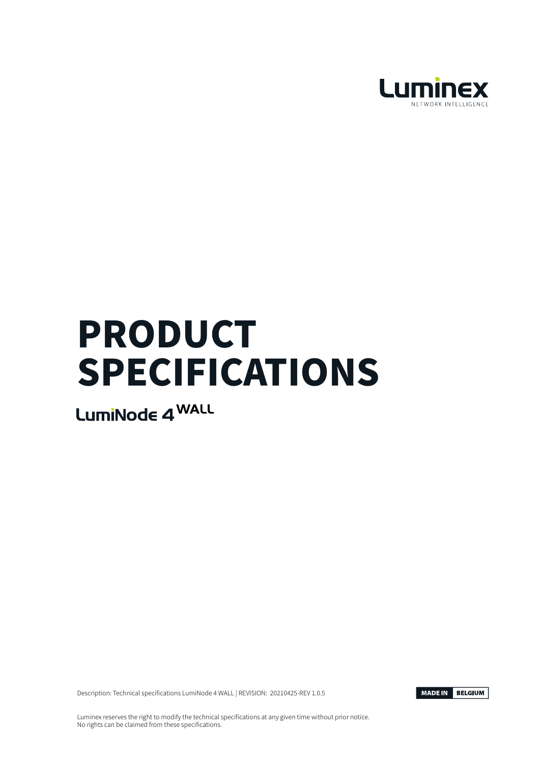Luminex

NETWORK INTELLIGENCE

# PRODUCT SPECIFICATIONS

## LumiNode 4 WALL

Description: Technical specifications LumiNode 4 WALL | REVISION: 20210425-REV 1.0.5

MADE IN BELGIUM

Luminex reserves the right to modify the technical specifications at any given time without prior notice.
No rights can be claimed from these specifications.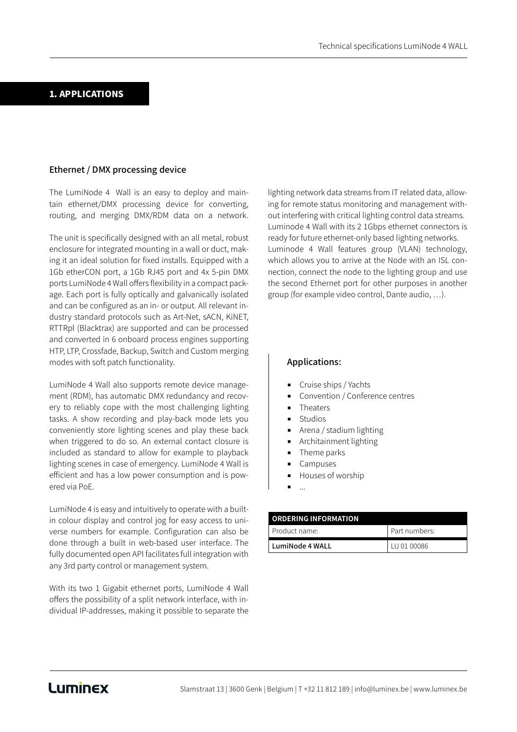# 1. APPLICATIONS

## Ethernet / DMX processing device

The LumiNode 4 Wall is an easy to deploy and maintain ethernet/DMX processing device for converting, routing, and merging DMX/RDM data on a network.

The unit is specifically designed with an all metal, robust enclosure for integrated mounting in a wall or duct, making it an ideal solution for fixed installs. Equipped with a 1Gb etherCON port, a 1Gb RJ45 port and 4x 5-pin DMX ports LumiNode 4 Wall offers flexibility in a compact package. Each port is fully optically and galvanically isolated and can be configured as an in- or output. All relevant industry standard protocols such as Art-Net, sACN, KiNET, RTTRpl (Blacktrax) are supported and can be processed and converted in 6 onboard process engines supporting HTP, LTP, Crossfade, Backup, Switch and Custom merging modes with soft patch functionality.

LumiNode 4 Wall also supports remote device management (RDM), has automatic DMX redundancy and recovery to reliably cope with the most challenging lighting tasks. A show recording and play-back mode lets you conveniently store lighting scenes and play these back when triggered to do so. An external contact closure is included as standard to allow for example to playback lighting scenes in case of emergency. LumiNode 4 Wall is efficient and has a low power consumption and is powered via PoE.

LumiNode 4 is easy and intuitively to operate with a built-in colour display and control jog for easy access to universe numbers for example. Configuration can also be done through a built in web-based user interface. The fully documented open API facilitates full integration with any 3rd party control or management system.

With its two 1 Gigabit ethernet ports, LumiNode 4 Wall offers the possibility of a split network interface, with individual IP-addresses, making it possible to separate the lighting network data streams from IT related data, allowing for remote status monitoring and management without interfering with critical lighting control data streams. Luminode 4 Wall with its 2 1Gbps ethernet connectors is ready for future ethernet-only based lighting networks. Luminode 4 Wall features group (VLAN) technology, which allows you to arrive at the Node with an ISL connection, connect the node to the lighting group and use the second Ethernet port for other purposes in another group (for example video control, Dante audio, …).

### Applications:

- Cruise ships / Yachts
- Convention / Conference centres
- Theaters
- Studios
- Arena / stadium lighting
- Architainment lighting
- Theme parks
- Campuses
- Houses of worship
- …

| ORDERING INFORMATION | |
|---|---|
| Product name: | Part numbers: |
| **LumiNode 4 WALL** | LU 01 00086 |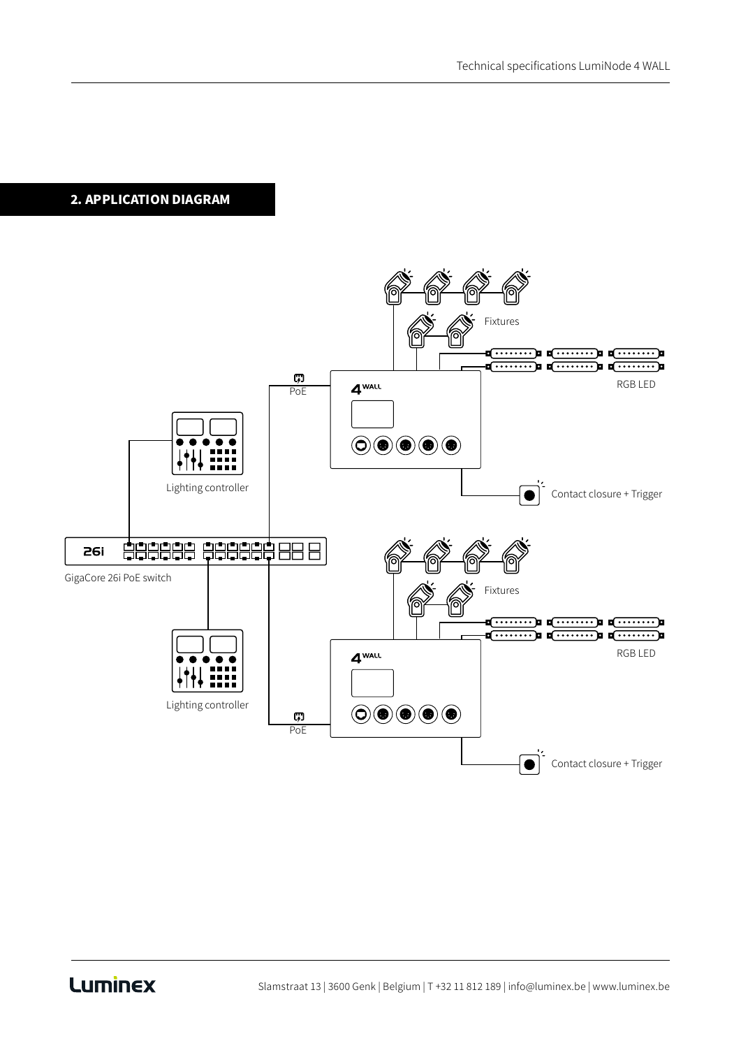## 2. APPLICATION DIAGRAM

Fixtures

RGB LED

PoE

Lighting controller

Contact closure + Trigger

GigaCore 26i PoE switch

Fixtures

RGB LED

Lighting controller

PoE

Contact closure + Trigger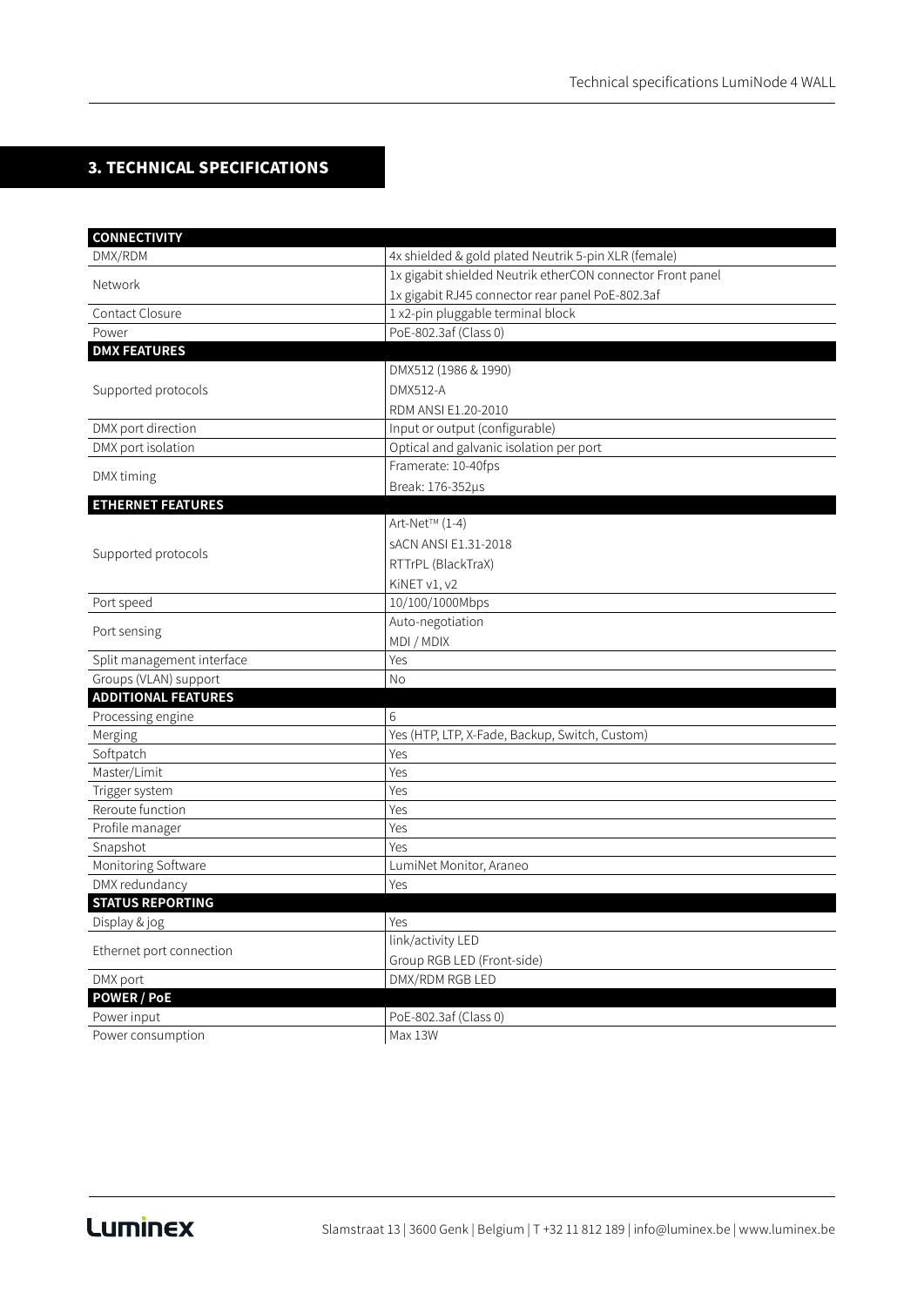## 3. TECHNICAL SPECIFICATIONS

| **CONNECTIVITY** | |
|---|---|
| DMX/RDM | 4x shielded & gold plated Neutrik 5-pin XLR (female) |
| Network | 1x gigabit shielded Neutrik etherCON connector Front panel<br>1x gigabit RJ45 connector rear panel PoE-802.3af |
| Contact Closure | 1 x2-pin pluggable terminal block |
| Power | PoE-802.3af (Class 0) |
| **DMX FEATURES** | |
| Supported protocols | DMX512 (1986 & 1990)<br>DMX512-A<br>RDM ANSI E1.20-2010 |
| DMX port direction | Input or output (configurable) |
| DMX port isolation | Optical and galvanic isolation per port |
| DMX timing | Framerate: 10-40fps<br>Break: 176-352µs |
| **ETHERNET FEATURES** | |
| Supported protocols | Art-Net™ (1-4)<br>sACN ANSI E1.31-2018<br>RTTrPL (BlackTraX)<br>KiNET v1, v2 |
| Port speed | 10/100/1000Mbps |
| Port sensing | Auto-negotiation<br>MDI / MDIX |
| Split management interface | Yes |
| Groups (VLAN) support | No |
| **ADDITIONAL FEATURES** | |
| Processing engine | 6 |
| Merging | Yes (HTP, LTP, X-Fade, Backup, Switch, Custom) |
| Softpatch | Yes |
| Master/Limit | Yes |
| Trigger system | Yes |
| Reroute function | Yes |
| Profile manager | Yes |
| Snapshot | Yes |
| Monitoring Software | LumiNet Monitor, Araneo |
| DMX redundancy | Yes |
| **STATUS REPORTING** | |
| Display & jog | Yes |
| Ethernet port connection | link/activity LED<br>Group RGB LED (Front-side) |
| DMX port | DMX/RDM RGB LED |
| **POWER / PoE** | |
| Power input | PoE-802.3af (Class 0) |
| Power consumption | Max 13W |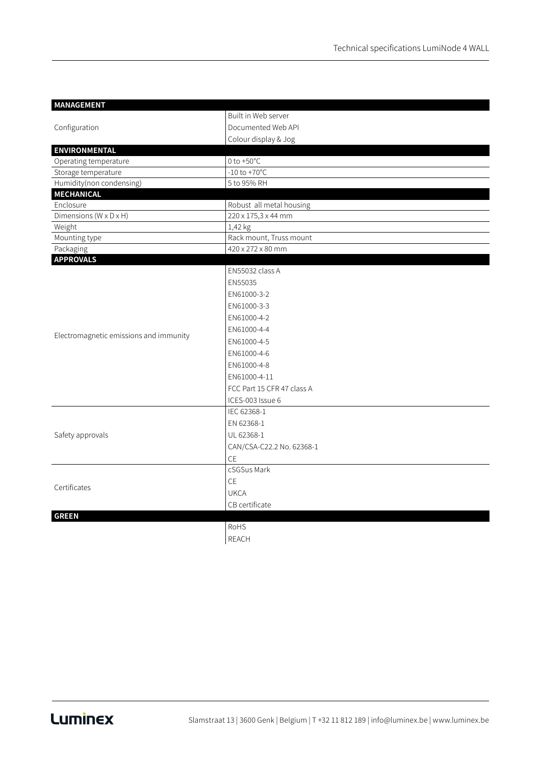| MANAGEMENT | |
|---|---|
| Configuration | Built in Web server |
| | Documented Web API |
| | Colour display & Jog |
| **ENVIRONMENTAL** | |
| Operating temperature | 0 to +50°C |
| Storage temperature | -10 to +70°C |
| Humidity(non condensing) | 5 to 95% RH |
| **MECHANICAL** | |
| Enclosure | Robust all metal housing |
| Dimensions (W x D x H) | 220 x 175,3 x 44 mm |
| Weight | 1,42 kg |
| Mounting type | Rack mount, Truss mount |
| Packaging | 420 x 272 x 80 mm |
| **APPROVALS** | |
| Electromagnetic emissions and immunity | EN55032 class A |
| | EN55035 |
| | EN61000-3-2 |
| | EN61000-3-3 |
| | EN61000-4-2 |
| | EN61000-4-4 |
| | EN61000-4-5 |
| | EN61000-4-6 |
| | EN61000-4-8 |
| | EN61000-4-11 |
| | FCC Part 15 CFR 47 class A |
| | ICES-003 Issue 6 |
| Safety approvals | IEC 62368-1 |
| | EN 62368-1 |
| | UL 62368-1 |
| | CAN/CSA-C22.2 No. 62368-1 |
| | CE |
| Certificates | cSGSus Mark |
| | CE |
| | UKCA |
| | CB certificate |
| **GREEN** | |
| | RoHS |
| | REACH |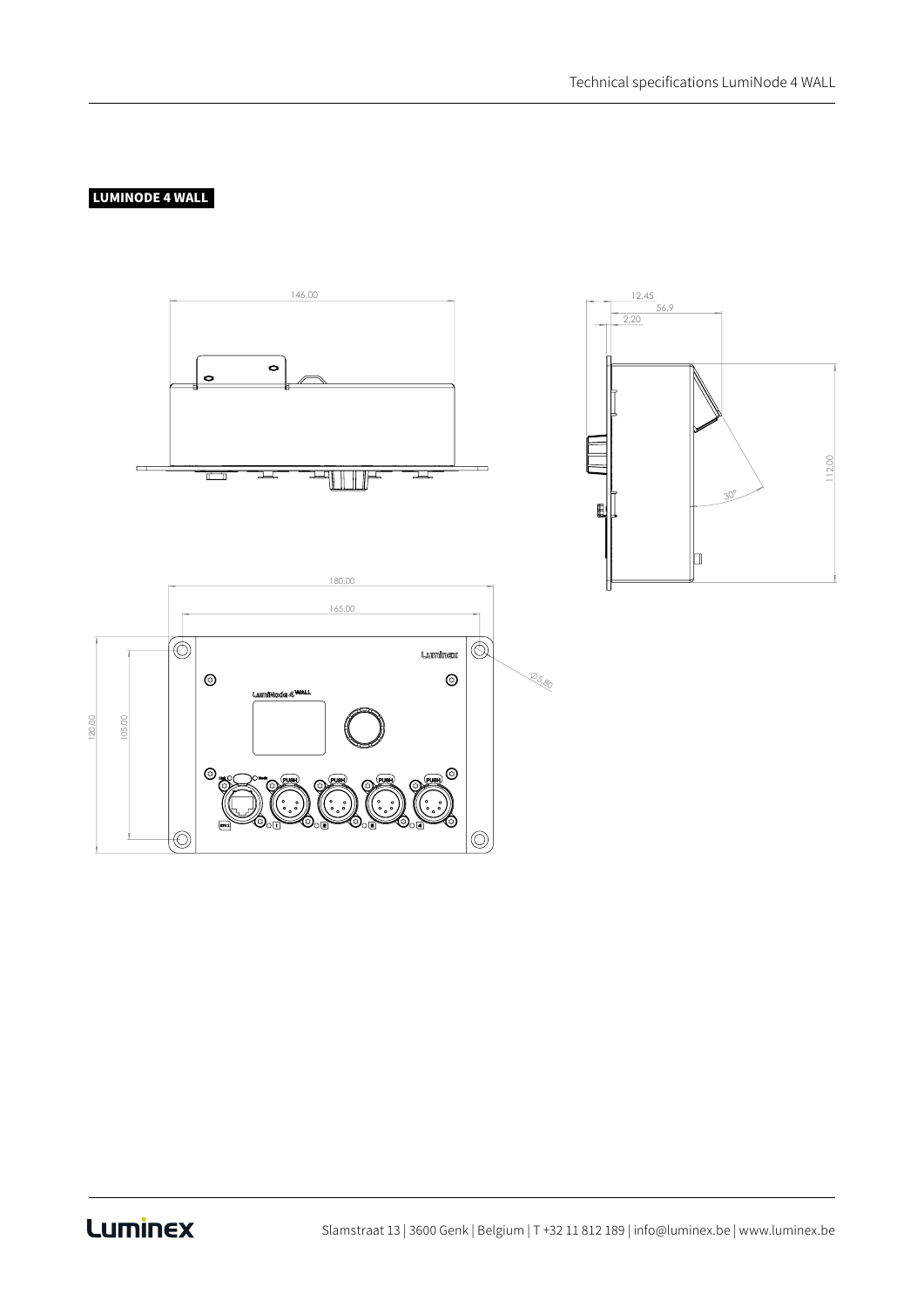**LUMINODE 4 WALL**

146,00

12,45

56,9

2,20

112,00

30°

180,00

165,00

120,00

105,00

Ø5,80

Luminex

LumiNode 4 WALL

PUSH

PUSH

PUSH

PUSH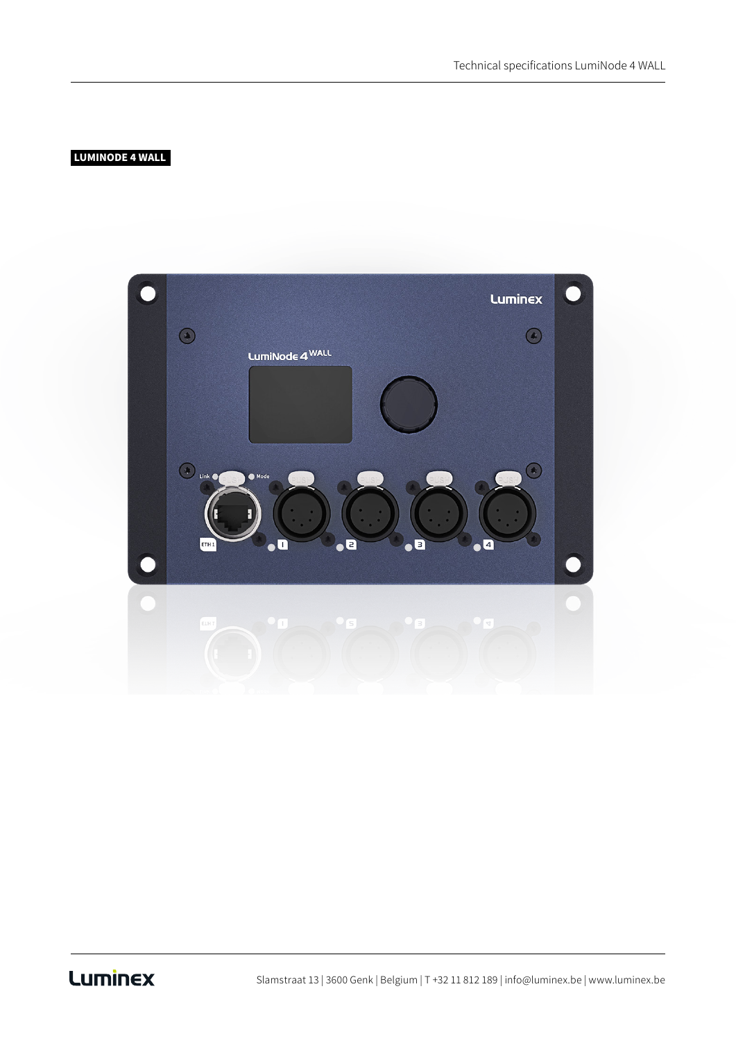**LUMINODE 4 WALL**